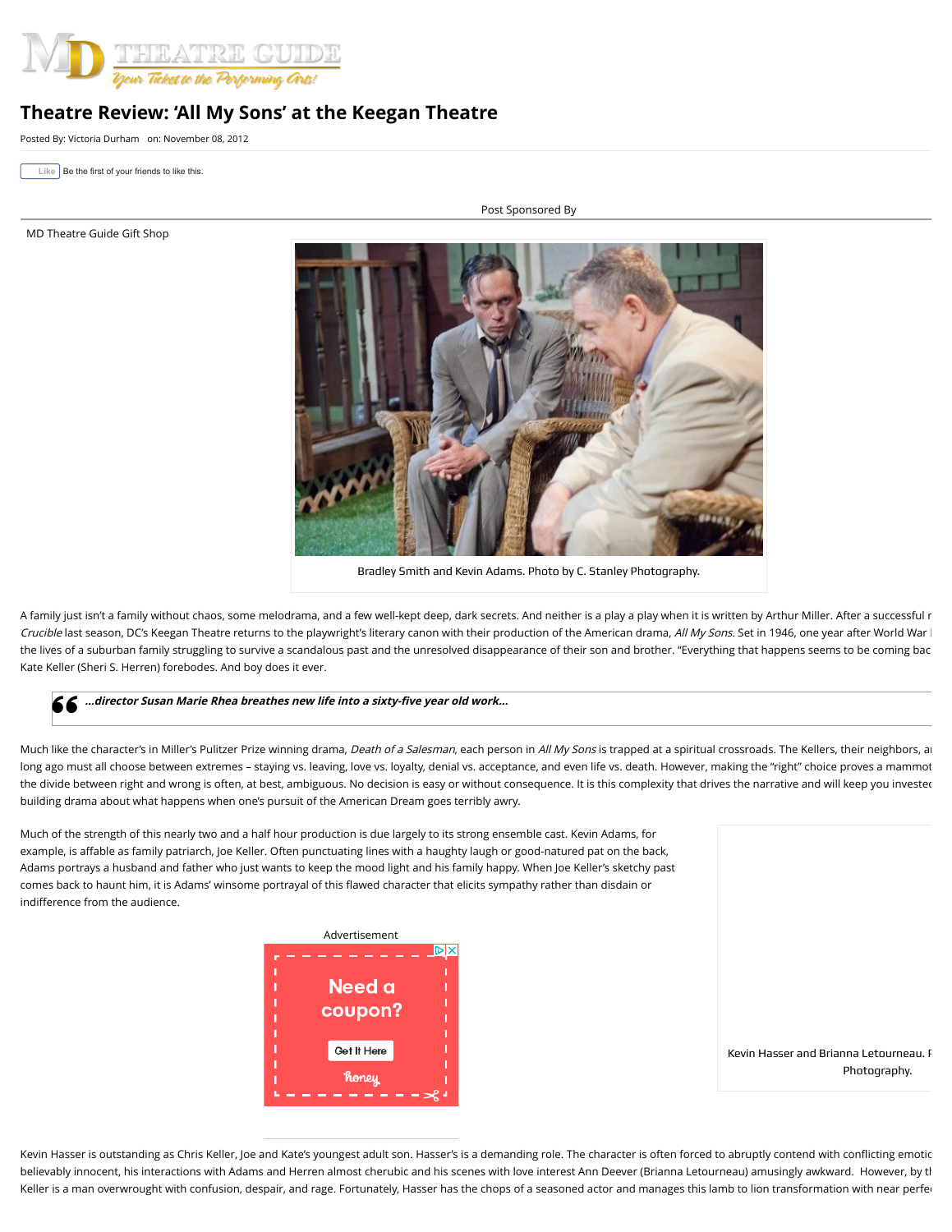# Theatre Review: 'All My Sons' at the Keegan Theatre

Posted By: Victoria Durham on: November 08, 2012

Post Sponsored By

MD Theatre Guide Gift Shop

Bradley Smith and Kevin Adams. Photo by C. Stanley Photography.

A family just isn't a family without chaos, some melodrama, and a few well-kept deep, dark secrets. And neither is a play a play when it is written by Arthur Miller. After a successful r *Crucible* last season, DC's Keegan Theatre returns to the playwright's literary canon with their production of the American drama, *All My Sons*. Set in 1946, one year after World War the lives of a suburban family struggling to survive a scandalous past and the unresolved disappearance of their son and brother. "Everything that happens seems to be coming bac Kate Keller (Sheri S. Herren) forebodes. And boy does it ever.

> ***...director Susan Marie Rhea breathes new life into a sixty-five year old work...***

Much like the character's in Miller's Pulitzer Prize winning drama, *Death of a Salesman*, each person in *All My Sons* is trapped at a spiritual crossroads. The Kellers, their neighbors, a long ago must all choose between extremes – staying vs. leaving, love vs. loyalty, denial vs. acceptance, and even life vs. death. However, making the "right" choice proves a mammot the divide between right and wrong is often, at best, ambiguous. No decision is easy or without consequence. It is this complexity that drives the narrative and will keep you investe building drama about what happens when one's pursuit of the American Dream goes terribly awry.

Much of the strength of this nearly two and a half hour production is due largely to its strong ensemble cast. Kevin Adams, for example, is affable as family patriarch, Joe Keller. Often punctuating lines with a haughty laugh or good-natured pat on the back, Adams portrays a husband and father who just wants to keep the mood light and his family happy. When Joe Keller's sketchy past comes back to haunt him, it is Adams' winsome portrayal of this flawed character that elicits sympathy rather than disdain or indifference from the audience.

Kevin Hasser and Brianna Letourneau. F Photography.

Kevin Hasser is outstanding as Chris Keller, Joe and Kate's youngest adult son. Hasser's is a demanding role. The character is often forced to abruptly contend with conflicting emotic believably innocent, his interactions with Adams and Herren almost cherubic and his scenes with love interest Ann Deever (Brianna Letourneau) amusingly awkward. However, by th Keller is a man overwrought with confusion, despair, and rage. Fortunately, Hasser has the chops of a seasoned actor and manages this lamb to lion transformation with near perfe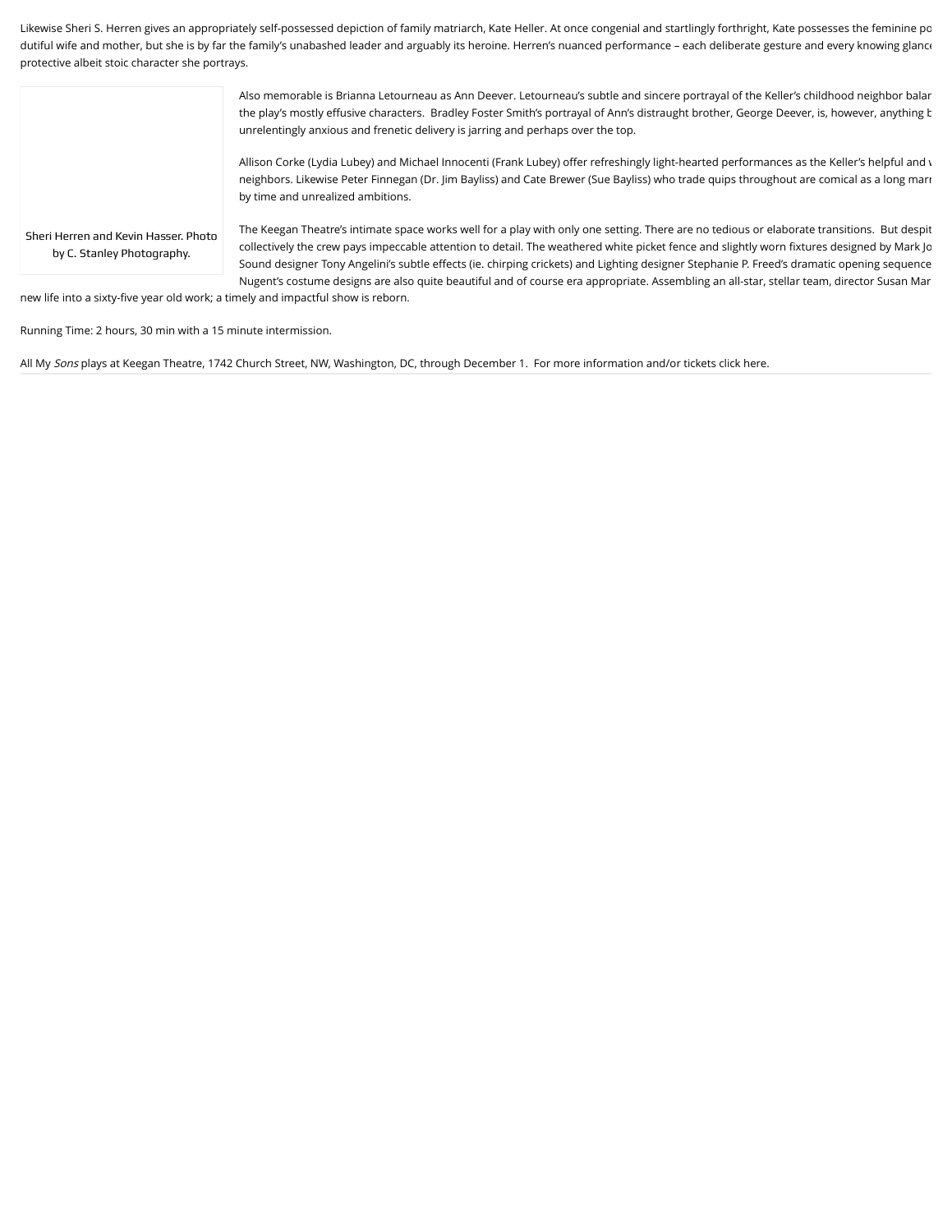Likewise Sheri S. Herren gives an appropriately self-possessed depiction of family matriarch, Kate Heller. At once congenial and startlingly forthright, Kate possesses the feminine po dutiful wife and mother, but she is by far the family's unabashed leader and arguably its heroine. Herren's nuanced performance – each deliberate gesture and every knowing glanc protective albeit stoic character she portrays.

Sheri Herren and Kevin Hasser. Photo by C. Stanley Photography.

Also memorable is Brianna Letourneau as Ann Deever. Letourneau's subtle and sincere portrayal of the Keller's childhood neighbor balar the play's mostly effusive characters. Bradley Foster Smith's portrayal of Ann's distraught brother, George Deever, is, however, anything b unrelentingly anxious and frenetic delivery is jarring and perhaps over the top.

Allison Corke (Lydia Lubey) and Michael Innocenti (Frank Lubey) offer refreshingly light-hearted performances as the Keller's helpful and v neighbors. Likewise Peter Finnegan (Dr. Jim Bayliss) and Cate Brewer (Sue Bayliss) who trade quips throughout are comical as a long marr by time and unrealized ambitions.

The Keegan Theatre's intimate space works well for a play with only one setting. There are no tedious or elaborate transitions. But despit collectively the crew pays impeccable attention to detail. The weathered white picket fence and slightly worn fixtures designed by Mark Jo Sound designer Tony Angelini's subtle effects (ie. chirping crickets) and Lighting designer Stephanie P. Freed's dramatic opening sequence Nugent's costume designs are also quite beautiful and of course era appropriate. Assembling an all-star, stellar team, director Susan Mar new life into a sixty-five year old work; a timely and impactful show is reborn.

Running Time: 2 hours, 30 min with a 15 minute intermission.

All My *Sons* plays at Keegan Theatre, 1742 Church Street, NW, Washington, DC, through December 1. For more information and/or tickets click here.